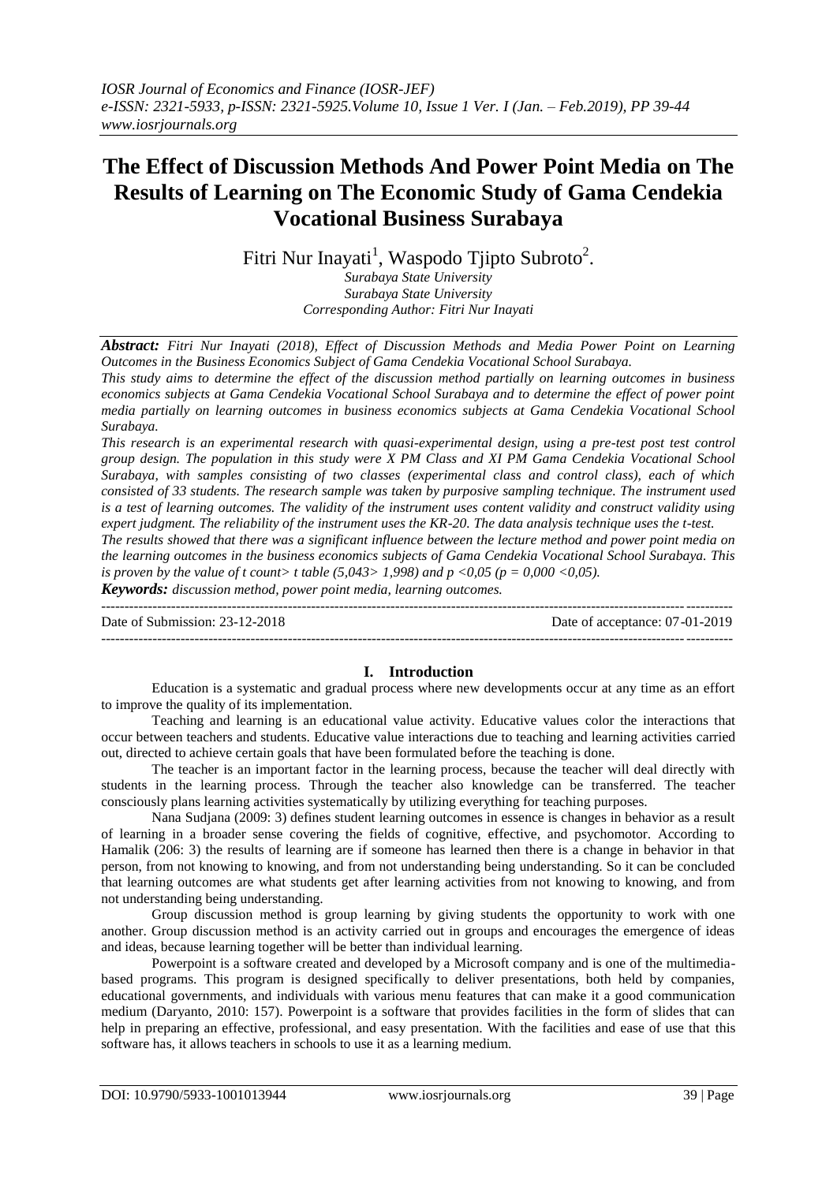# The Effect of Discussion Methods And Power Point Media on The Results of Learning on The Economic Study of Gama Cendekia Vocational Business Surabaya

Fitri Nur Inayati[1], Waspodo Tjipto Subroto[2].

*Surabaya State University*
*Surabaya State University*
*Corresponding Author: Fitri Nur Inayati*

***Abstract:*** *Fitri Nur Inayati (2018), Effect of Discussion Methods and Media Power Point on Learning Outcomes in the Business Economics Subject of Gama Cendekia Vocational School Surabaya.*

*This study aims to determine the effect of the discussion method partially on learning outcomes in business economics subjects at Gama Cendekia Vocational School Surabaya and to determine the effect of power point media partially on learning outcomes in business economics subjects at Gama Cendekia Vocational School Surabaya.*

*This research is an experimental research with quasi-experimental design, using a pre-test post test control group design. The population in this study were X PM Class and XI PM Gama Cendekia Vocational School Surabaya, with samples consisting of two classes (experimental class and control class), each of which consisted of 33 students. The research sample was taken by purposive sampling technique. The instrument used is a test of learning outcomes. The validity of the instrument uses content validity and construct validity using expert judgment. The reliability of the instrument uses the KR-20. The data analysis technique uses the t-test.*

*The results showed that there was a significant influence between the lecture method and power point media on the learning outcomes in the business economics subjects of Gama Cendekia Vocational School Surabaya. This is proven by the value of t count> t table (5,043> 1,998) and p <0,05 (p = 0,000 <0,05).*

***Keywords:*** *discussion method, power point media, learning outcomes.*

---

Date of Submission: 23-12-2018 Date of acceptance: 07-01-2019

---

## I. Introduction

Education is a systematic and gradual process where new developments occur at any time as an effort to improve the quality of its implementation.

Teaching and learning is an educational value activity. Educative values color the interactions that occur between teachers and students. Educative value interactions due to teaching and learning activities carried out, directed to achieve certain goals that have been formulated before the teaching is done.

The teacher is an important factor in the learning process, because the teacher will deal directly with students in the learning process. Through the teacher also knowledge can be transferred. The teacher consciously plans learning activities systematically by utilizing everything for teaching purposes.

Nana Sudjana (2009: 3) defines student learning outcomes in essence is changes in behavior as a result of learning in a broader sense covering the fields of cognitive, effective, and psychomotor. According to Hamalik (206: 3) the results of learning are if someone has learned then there is a change in behavior in that person, from not knowing to knowing, and from not understanding being understanding. So it can be concluded that learning outcomes are what students get after learning activities from not knowing to knowing, and from not understanding being understanding.

Group discussion method is group learning by giving students the opportunity to work with one another. Group discussion method is an activity carried out in groups and encourages the emergence of ideas and ideas, because learning together will be better than individual learning.

Powerpoint is a software created and developed by a Microsoft company and is one of the multimedia-based programs. This program is designed specifically to deliver presentations, both held by companies, educational governments, and individuals with various menu features that can make it a good communication medium (Daryanto, 2010: 157). Powerpoint is a software that provides facilities in the form of slides that can help in preparing an effective, professional, and easy presentation. With the facilities and ease of use that this software has, it allows teachers in schools to use it as a learning medium.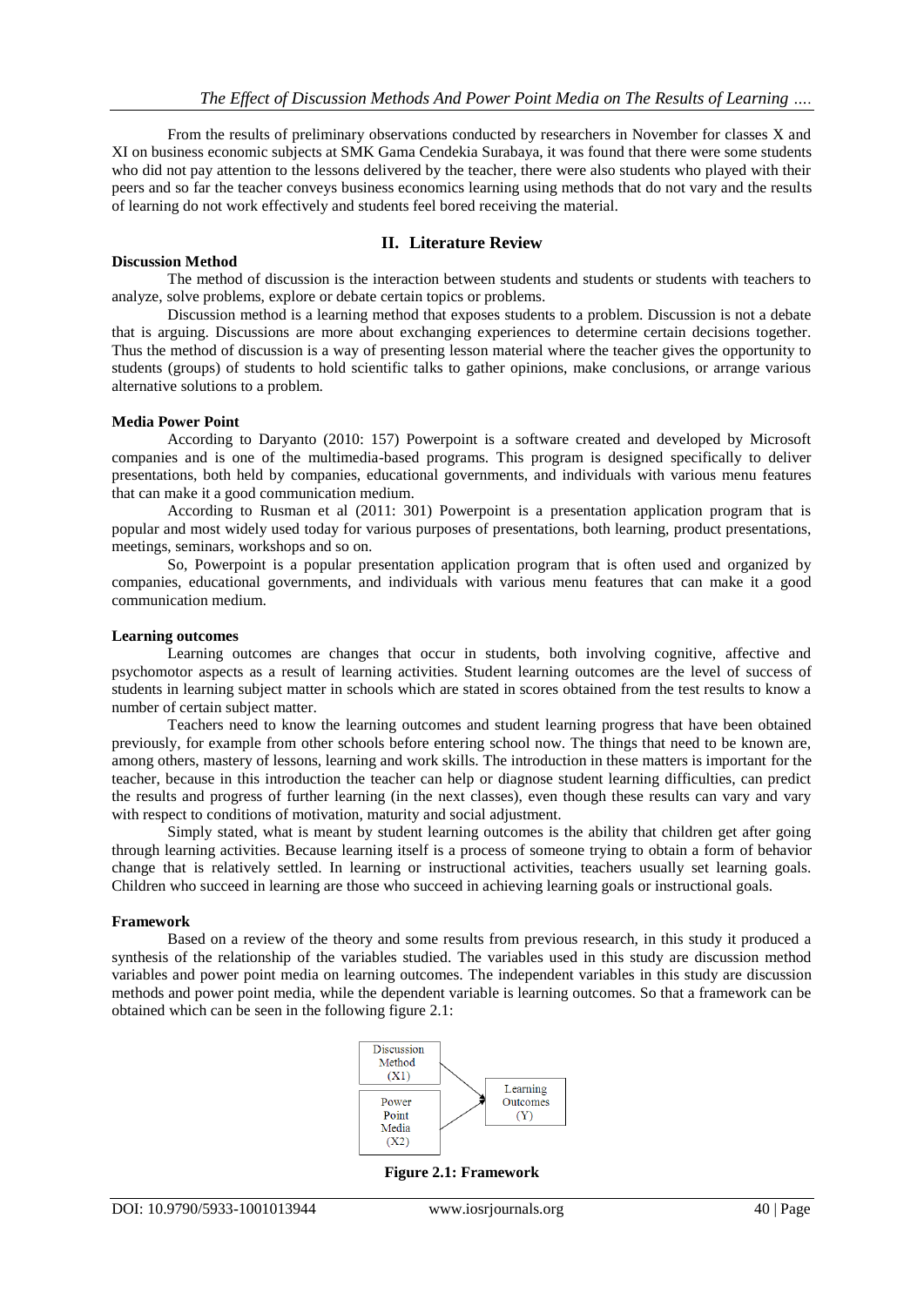From the results of preliminary observations conducted by researchers in November for classes X and XI on business economic subjects at SMK Gama Cendekia Surabaya, it was found that there were some students who did not pay attention to the lessons delivered by the teacher, there were also students who played with their peers and so far the teacher conveys business economics learning using methods that do not vary and the results of learning do not work effectively and students feel bored receiving the material.

## II. Literature Review

**Discussion Method**

The method of discussion is the interaction between students and students or students with teachers to analyze, solve problems, explore or debate certain topics or problems.

Discussion method is a learning method that exposes students to a problem. Discussion is not a debate that is arguing. Discussions are more about exchanging experiences to determine certain decisions together. Thus the method of discussion is a way of presenting lesson material where the teacher gives the opportunity to students (groups) of students to hold scientific talks to gather opinions, make conclusions, or arrange various alternative solutions to a problem.

**Media Power Point**

According to Daryanto (2010: 157) Powerpoint is a software created and developed by Microsoft companies and is one of the multimedia-based programs. This program is designed specifically to deliver presentations, both held by companies, educational governments, and individuals with various menu features that can make it a good communication medium.

According to Rusman et al (2011: 301) Powerpoint is a presentation application program that is popular and most widely used today for various purposes of presentations, both learning, product presentations, meetings, seminars, workshops and so on.

So, Powerpoint is a popular presentation application program that is often used and organized by companies, educational governments, and individuals with various menu features that can make it a good communication medium.

**Learning outcomes**

Learning outcomes are changes that occur in students, both involving cognitive, affective and psychomotor aspects as a result of learning activities. Student learning outcomes are the level of success of students in learning subject matter in schools which are stated in scores obtained from the test results to know a number of certain subject matter.

Teachers need to know the learning outcomes and student learning progress that have been obtained previously, for example from other schools before entering school now. The things that need to be known are, among others, mastery of lessons, learning and work skills. The introduction in these matters is important for the teacher, because in this introduction the teacher can help or diagnose student learning difficulties, can predict the results and progress of further learning (in the next classes), even though these results can vary and vary with respect to conditions of motivation, maturity and social adjustment.

Simply stated, what is meant by student learning outcomes is the ability that children get after going through learning activities. Because learning itself is a process of someone trying to obtain a form of behavior change that is relatively settled. In learning or instructional activities, teachers usually set learning goals. Children who succeed in learning are those who succeed in achieving learning goals or instructional goals.

**Framework**

Based on a review of the theory and some results from previous research, in this study it produced a synthesis of the relationship of the variables studied. The variables used in this study are discussion method variables and power point media on learning outcomes. The independent variables in this study are discussion methods and power point media, while the dependent variable is learning outcomes. So that a framework can be obtained which can be seen in the following figure 2.1:

Discussion Method (X1) → Learning Outcomes (Y)

Power Point Media (X2) → Learning Outcomes (Y)

**Figure 2.1: Framework**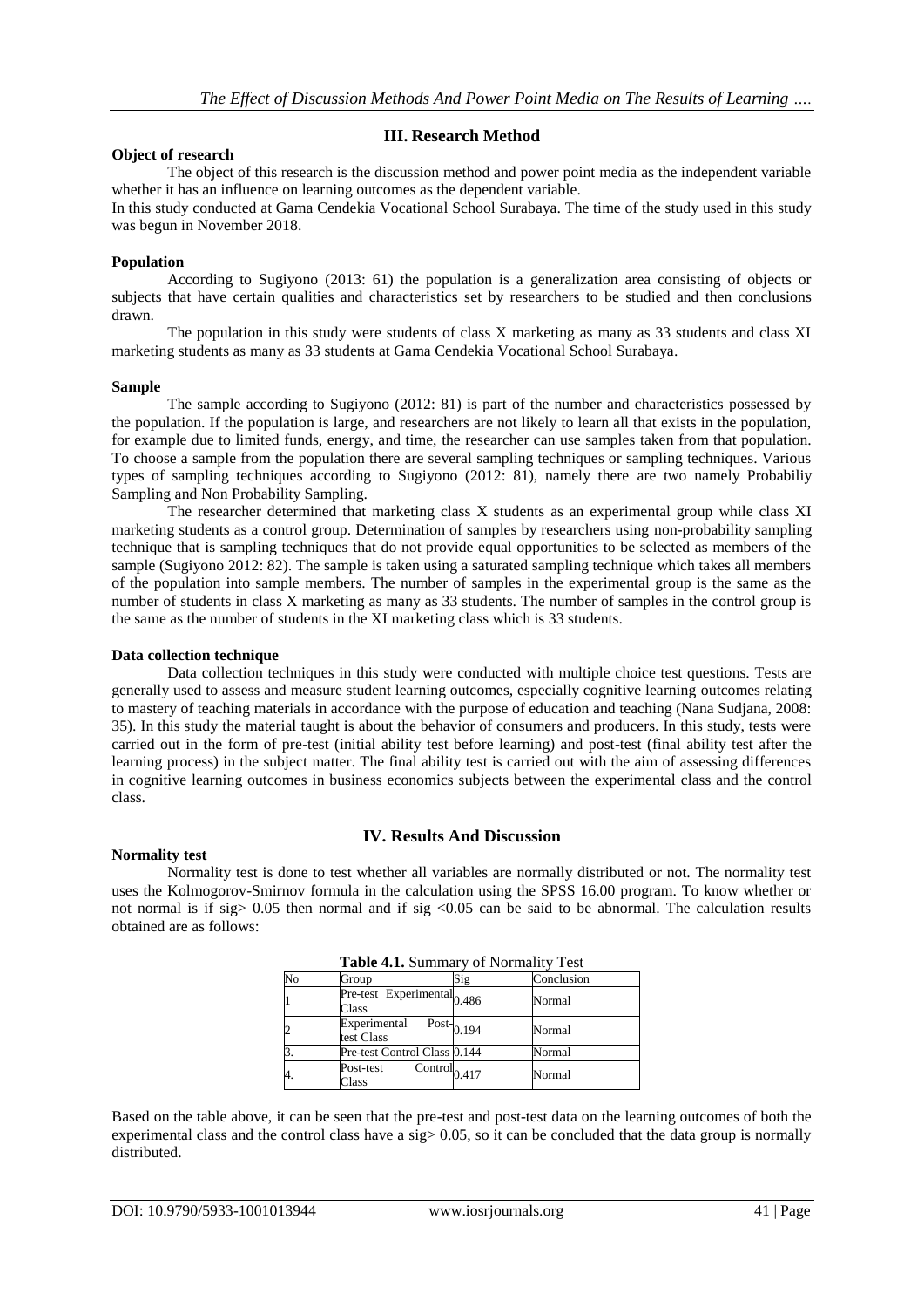## III. Research Method

**Object of research**

The object of this research is the discussion method and power point media as the independent variable whether it has an influence on learning outcomes as the dependent variable.

In this study conducted at Gama Cendekia Vocational School Surabaya. The time of the study used in this study was begun in November 2018.

**Population**

According to Sugiyono (2013: 61) the population is a generalization area consisting of objects or subjects that have certain qualities and characteristics set by researchers to be studied and then conclusions drawn.

The population in this study were students of class X marketing as many as 33 students and class XI marketing students as many as 33 students at Gama Cendekia Vocational School Surabaya.

**Sample**

The sample according to Sugiyono (2012: 81) is part of the number and characteristics possessed by the population. If the population is large, and researchers are not likely to learn all that exists in the population, for example due to limited funds, energy, and time, the researcher can use samples taken from that population. To choose a sample from the population there are several sampling techniques or sampling techniques. Various types of sampling techniques according to Sugiyono (2012: 81), namely there are two namely Probabiliy Sampling and Non Probability Sampling.

The researcher determined that marketing class X students as an experimental group while class XI marketing students as a control group. Determination of samples by researchers using non-probability sampling technique that is sampling techniques that do not provide equal opportunities to be selected as members of the sample (Sugiyono 2012: 82). The sample is taken using a saturated sampling technique which takes all members of the population into sample members. The number of samples in the experimental group is the same as the number of students in class X marketing as many as 33 students. The number of samples in the control group is the same as the number of students in the XI marketing class which is 33 students.

**Data collection technique**

Data collection techniques in this study were conducted with multiple choice test questions. Tests are generally used to assess and measure student learning outcomes, especially cognitive learning outcomes relating to mastery of teaching materials in accordance with the purpose of education and teaching (Nana Sudjana, 2008: 35). In this study the material taught is about the behavior of consumers and producers. In this study, tests were carried out in the form of pre-test (initial ability test before learning) and post-test (final ability test after the learning process) in the subject matter. The final ability test is carried out with the aim of assessing differences in cognitive learning outcomes in business economics subjects between the experimental class and the control class.

## IV. Results And Discussion

**Normality test**

Normality test is done to test whether all variables are normally distributed or not. The normality test uses the Kolmogorov-Smirnov formula in the calculation using the SPSS 16.00 program. To know whether or not normal is if sig> 0.05 then normal and if sig <0.05 can be said to be abnormal. The calculation results obtained are as follows:

**Table 4.1.** Summary of Normality Test

| No | Group | Sig | Conclusion |
|---|---|---|---|
| 1 | Pre-test Experimental Class | 0.486 | Normal |
| 2 | Experimental Post-test Class | 0.194 | Normal |
| 3. | Pre-test Control Class | 0.144 | Normal |
| 4. | Post-test Control Class | 0.417 | Normal |

Based on the table above, it can be seen that the pre-test and post-test data on the learning outcomes of both the experimental class and the control class have a sig> 0.05, so it can be concluded that the data group is normally distributed.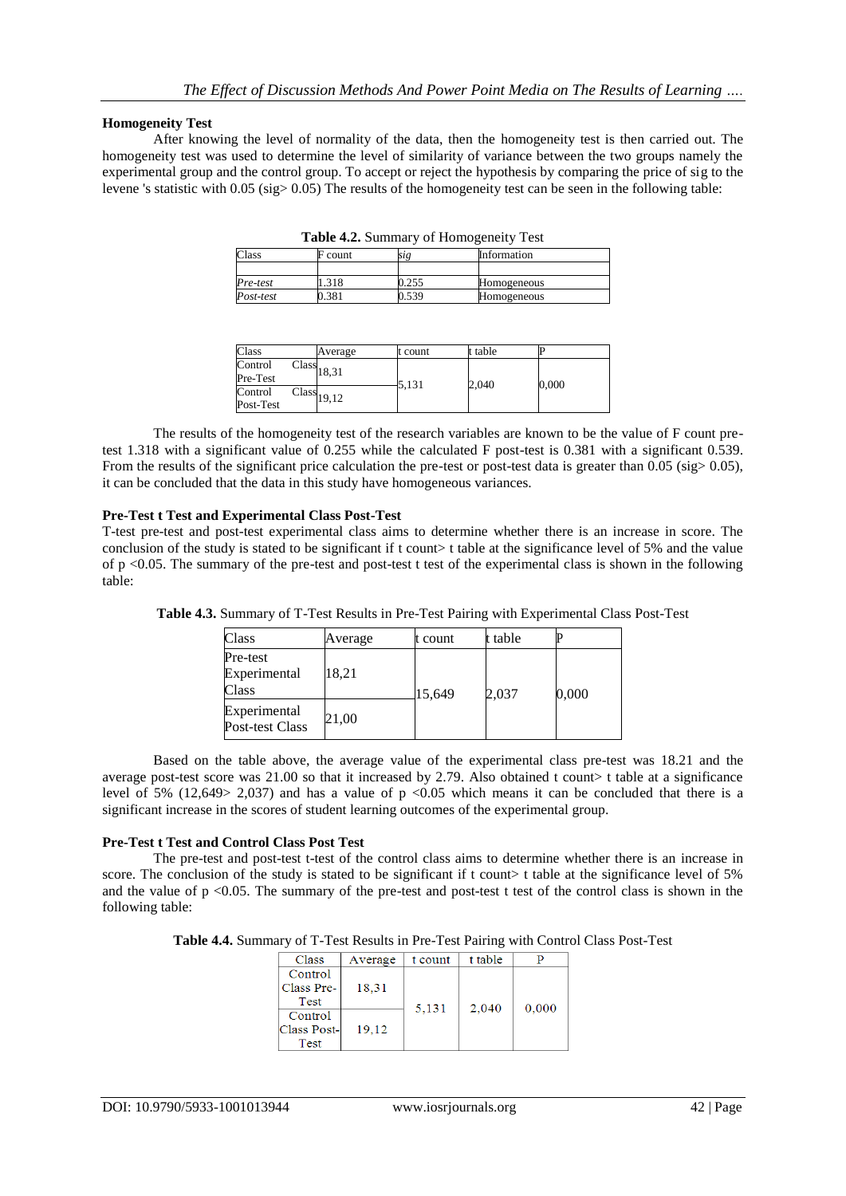### Homogeneity Test

After knowing the level of normality of the data, then the homogeneity test is then carried out. The homogeneity test was used to determine the level of similarity of variance between the two groups namely the experimental group and the control group. To accept or reject the hypothesis by comparing the price of sig to the levene 's statistic with 0.05 (sig> 0.05) The results of the homogeneity test can be seen in the following table:

**Table 4.2.** Summary of Homogeneity Test

| Class | F count | *sig* | Information |
|---|---|---|---|
| | | | |
| *Pre-test* | 1.318 | 0.255 | Homogeneous |
| *Post-test* | 0.381 | 0.539 | Homogeneous |

| Class | Average | t count | t table | P |
|---|---|---|---|---|
| Control Class Pre-Test | 18,31 | 5,131 | 2,040 | 0,000 |
| Control Class Post-Test | 19,12 | | | |

The results of the homogeneity test of the research variables are known to be the value of F count pre-test 1.318 with a significant value of 0.255 while the calculated F post-test is 0.381 with a significant 0.539. From the results of the significant price calculation the pre-test or post-test data is greater than 0.05 (sig> 0.05), it can be concluded that the data in this study have homogeneous variances.

### Pre-Test t Test and Experimental Class Post-Test

T-test pre-test and post-test experimental class aims to determine whether there is an increase in score. The conclusion of the study is stated to be significant if t count> t table at the significance level of 5% and the value of p <0.05. The summary of the pre-test and post-test t test of the experimental class is shown in the following table:

**Table 4.3.** Summary of T-Test Results in Pre-Test Pairing with Experimental Class Post-Test

| Class | Average | t count | t table | P |
|---|---|---|---|---|
| Pre-test Experimental Class | 18,21 | 15,649 | 2,037 | 0,000 |
| Experimental Post-test Class | 21,00 | | | |

Based on the table above, the average value of the experimental class pre-test was 18.21 and the average post-test score was 21.00 so that it increased by 2.79. Also obtained t count> t table at a significance level of 5% (12,649> 2,037) and has a value of p <0.05 which means it can be concluded that there is a significant increase in the scores of student learning outcomes of the experimental group.

### Pre-Test t Test and Control Class Post Test

The pre-test and post-test t-test of the control class aims to determine whether there is an increase in score. The conclusion of the study is stated to be significant if t count> t table at the significance level of 5% and the value of p <0.05. The summary of the pre-test and post-test t test of the control class is shown in the following table:

**Table 4.4.** Summary of T-Test Results in Pre-Test Pairing with Control Class Post-Test

| Class | Average | t count | t table | P |
|---|---|---|---|---|
| Control Class Pre-Test | 18,31 | 5,131 | 2,040 | 0,000 |
| Control Class Post-Test | 19,12 | | | |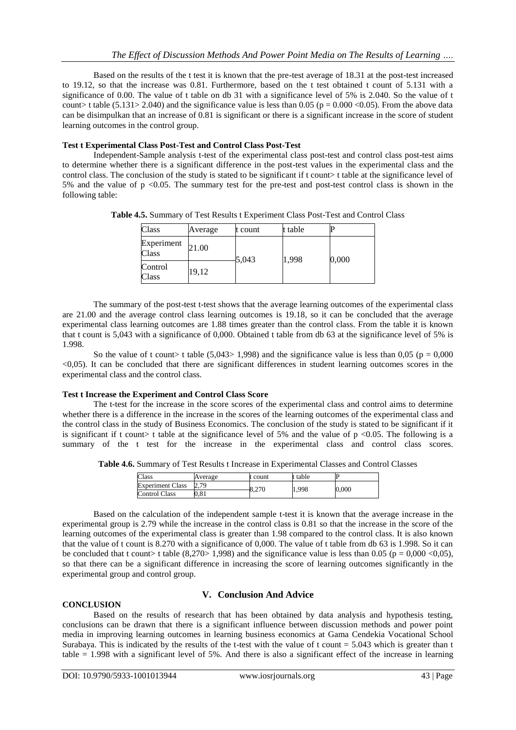Based on the results of the t test it is known that the pre-test average of 18.31 at the post-test increased to 19.12, so that the increase was 0.81. Furthermore, based on the t test obtained t count of 5.131 with a significance of 0.00. The value of t table on db 31 with a significance level of 5% is 2.040. So the value of t count> t table (5.131> 2.040) and the significance value is less than 0.05 ($p = 0.000 < 0.05$). From the above data can be disimpulkan that an increase of 0.81 is significant or there is a significant increase in the score of student learning outcomes in the control group.

**Test t Experimental Class Post-Test and Control Class Post-Test**

Independent-Sample analysis t-test of the experimental class post-test and control class post-test aims to determine whether there is a significant difference in the post-test values in the experimental class and the control class. The conclusion of the study is stated to be significant if t count> t table at the significance level of 5% and the value of $p < 0.05$. The summary test for the pre-test and post-test control class is shown in the following table:

**Table 4.5.** Summary of Test Results t Experiment Class Post-Test and Control Class

| Class | Average | t count | t table | P |
|---|---|---|---|---|
| Experiment Class | 21.00 | 5,043 | 1,998 | 0,000 |
| Control Class | 19,12 | | | |

The summary of the post-test t-test shows that the average learning outcomes of the experimental class are 21.00 and the average control class learning outcomes is 19.18, so it can be concluded that the average experimental class learning outcomes are 1.88 times greater than the control class. From the table it is known that t count is 5,043 with a significance of 0,000. Obtained t table from db 63 at the significance level of 5% is 1.998.

So the value of t count> t table (5,043> 1,998) and the significance value is less than 0,05 ($p = 0{,}000 < 0{,}05$). It can be concluded that there are significant differences in student learning outcomes scores in the experimental class and the control class.

**Test t Increase the Experiment and Control Class Score**

The t-test for the increase in the score scores of the experimental class and control aims to determine whether there is a difference in the increase in the scores of the learning outcomes of the experimental class and the control class in the study of Business Economics. The conclusion of the study is stated to be significant if it is significant if t count> t table at the significance level of 5% and the value of $p < 0.05$. The following is a summary of the t test for the increase in the experimental class and control class scores.

**Table 4.6.** Summary of Test Results t Increase in Experimental Classes and Control Classes

| Class | Average | t count | t table | P |
|---|---|---|---|---|
| Experiment Class | 2,79 | 8,270 | 1,998 | 0,000 |
| Control Class | 0,81 | | | |

Based on the calculation of the independent sample t-test it is known that the average increase in the experimental group is 2.79 while the increase in the control class is 0.81 so that the increase in the score of the learning outcomes of the experimental class is greater than 1.98 compared to the control class. It is also known that the value of t count is 8.270 with a significance of 0,000. The value of t table from db 63 is 1.998. So it can be concluded that t count> t table (8,270> 1,998) and the significance value is less than 0.05 ($p = 0{,}000 < 0{,}05$), so that there can be a significant difference in increasing the score of learning outcomes significantly in the experimental group and control group.

## V. Conclusion And Advice

**CONCLUSION**

Based on the results of research that has been obtained by data analysis and hypothesis testing, conclusions can be drawn that there is a significant influence between discussion methods and power point media in improving learning outcomes in learning business economics at Gama Cendekia Vocational School Surabaya. This is indicated by the results of the t-test with the value of t count = 5.043 which is greater than t table = 1.998 with a significant level of 5%. And there is also a significant effect of the increase in learning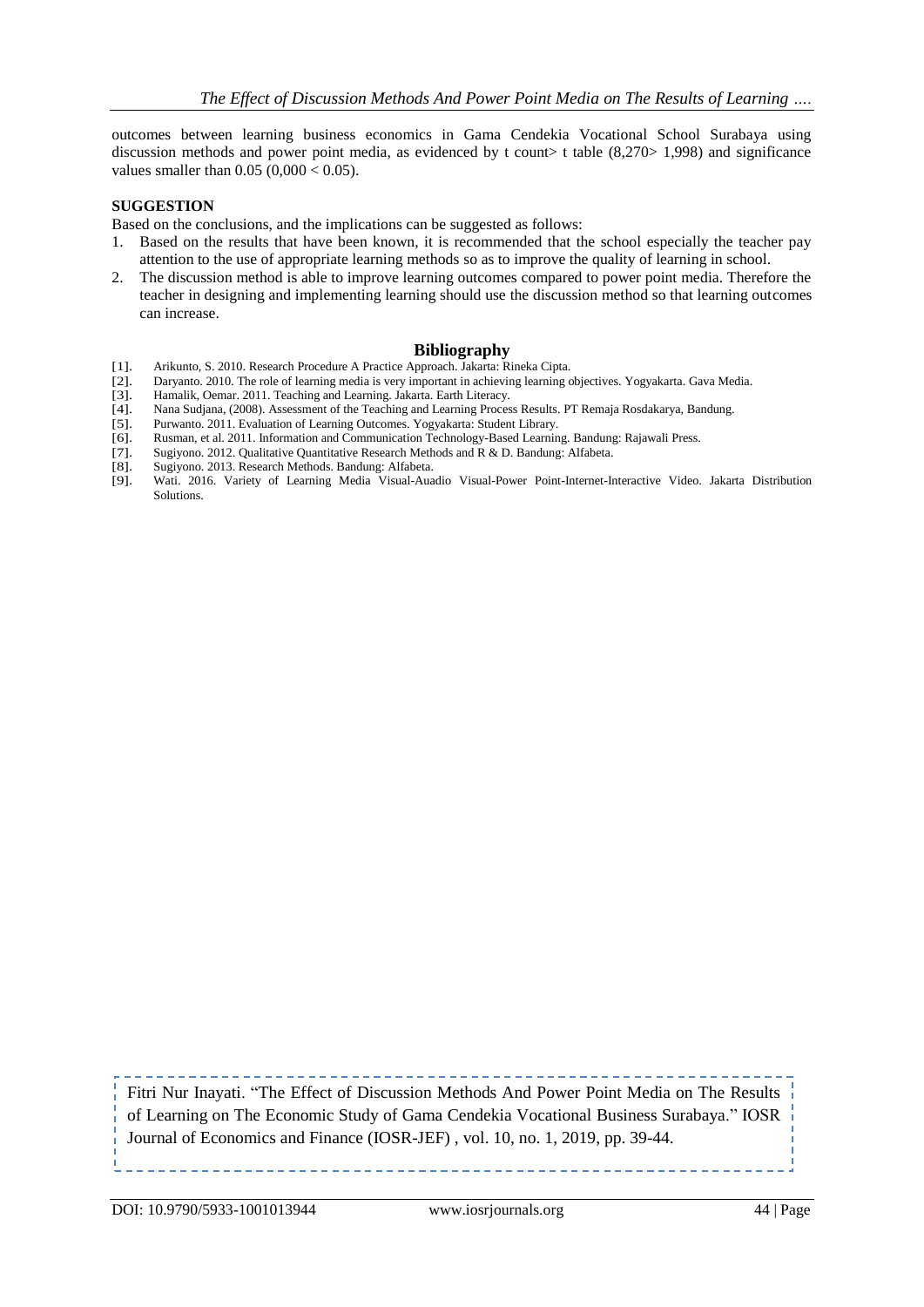outcomes between learning business economics in Gama Cendekia Vocational School Surabaya using discussion methods and power point media, as evidenced by t count> t table (8,270> 1,998) and significance values smaller than 0.05 (0,000 < 0.05).

**SUGGESTION**

Based on the conclusions, and the implications can be suggested as follows:

1. Based on the results that have been known, it is recommended that the school especially the teacher pay attention to the use of appropriate learning methods so as to improve the quality of learning in school.
2. The discussion method is able to improve learning outcomes compared to power point media. Therefore the teacher in designing and implementing learning should use the discussion method so that learning outcomes can increase.

## Bibliography

[1]. Arikunto, S. 2010. Research Procedure A Practice Approach. Jakarta: Rineka Cipta.
[2]. Daryanto. 2010. The role of learning media is very important in achieving learning objectives. Yogyakarta. Gava Media.
[3]. Hamalik, Oemar. 2011. Teaching and Learning. Jakarta. Earth Literacy.
[4]. Nana Sudjana, (2008). Assessment of the Teaching and Learning Process Results. PT Remaja Rosdakarya, Bandung.
[5]. Purwanto. 2011. Evaluation of Learning Outcomes. Yogyakarta: Student Library.
[6]. Rusman, et al. 2011. Information and Communication Technology-Based Learning. Bandung: Rajawali Press.
[7]. Sugiyono. 2012. Qualitative Quantitative Research Methods and R & D. Bandung: Alfabeta.
[8]. Sugiyono. 2013. Research Methods. Bandung: Alfabeta.
[9]. Wati. 2016. Variety of Learning Media Visual-Auadio Visual-Power Point-Internet-Interactive Video. Jakarta Distribution Solutions.

Fitri Nur Inayati. "The Effect of Discussion Methods And Power Point Media on The Results of Learning on The Economic Study of Gama Cendekia Vocational Business Surabaya." IOSR Journal of Economics and Finance (IOSR-JEF) , vol. 10, no. 1, 2019, pp. 39-44.